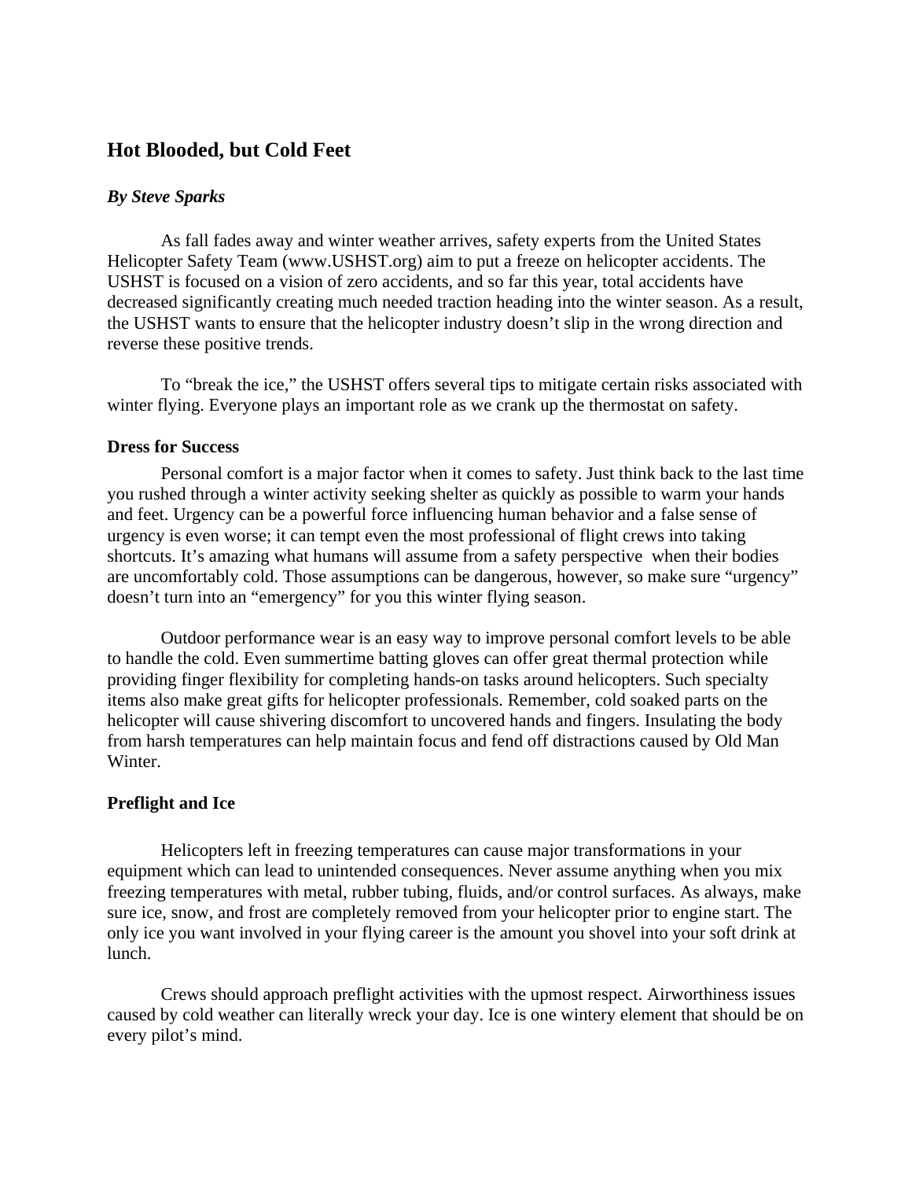## Hot Blooded, but Cold Feet

***By Steve Sparks***

As fall fades away and winter weather arrives, safety experts from the United States Helicopter Safety Team (www.USHST.org) aim to put a freeze on helicopter accidents. The USHST is focused on a vision of zero accidents, and so far this year, total accidents have decreased significantly creating much needed traction heading into the winter season. As a result, the USHST wants to ensure that the helicopter industry doesn't slip in the wrong direction and reverse these positive trends.

To "break the ice," the USHST offers several tips to mitigate certain risks associated with winter flying. Everyone plays an important role as we crank up the thermostat on safety.

### Dress for Success

Personal comfort is a major factor when it comes to safety. Just think back to the last time you rushed through a winter activity seeking shelter as quickly as possible to warm your hands and feet. Urgency can be a powerful force influencing human behavior and a false sense of urgency is even worse; it can tempt even the most professional of flight crews into taking shortcuts. It's amazing what humans will assume from a safety perspective when their bodies are uncomfortably cold. Those assumptions can be dangerous, however, so make sure "urgency" doesn't turn into an "emergency" for you this winter flying season.

Outdoor performance wear is an easy way to improve personal comfort levels to be able to handle the cold. Even summertime batting gloves can offer great thermal protection while providing finger flexibility for completing hands-on tasks around helicopters. Such specialty items also make great gifts for helicopter professionals. Remember, cold soaked parts on the helicopter will cause shivering discomfort to uncovered hands and fingers. Insulating the body from harsh temperatures can help maintain focus and fend off distractions caused by Old Man Winter.

### Preflight and Ice

Helicopters left in freezing temperatures can cause major transformations in your equipment which can lead to unintended consequences. Never assume anything when you mix freezing temperatures with metal, rubber tubing, fluids, and/or control surfaces. As always, make sure ice, snow, and frost are completely removed from your helicopter prior to engine start. The only ice you want involved in your flying career is the amount you shovel into your soft drink at lunch.

Crews should approach preflight activities with the upmost respect. Airworthiness issues caused by cold weather can literally wreck your day. Ice is one wintery element that should be on every pilot's mind.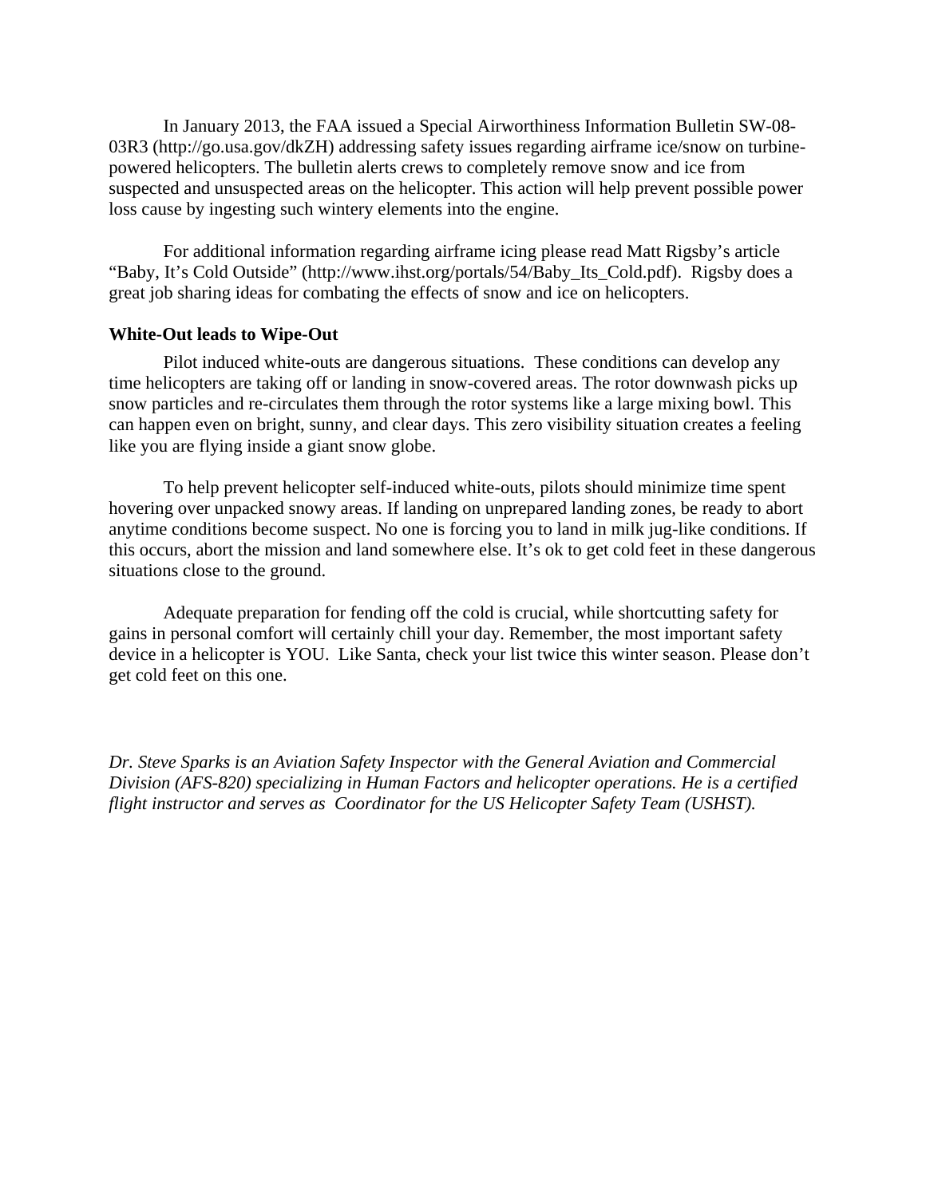In January 2013, the FAA issued a Special Airworthiness Information Bulletin SW-08-03R3 (http://go.usa.gov/dkZH) addressing safety issues regarding airframe ice/snow on turbine-powered helicopters. The bulletin alerts crews to completely remove snow and ice from suspected and unsuspected areas on the helicopter. This action will help prevent possible power loss cause by ingesting such wintery elements into the engine.

For additional information regarding airframe icing please read Matt Rigsby's article "Baby, It's Cold Outside" (http://www.ihst.org/portals/54/Baby_Its_Cold.pdf). Rigsby does a great job sharing ideas for combating the effects of snow and ice on helicopters.

**White-Out leads to Wipe-Out**

Pilot induced white-outs are dangerous situations. These conditions can develop any time helicopters are taking off or landing in snow-covered areas. The rotor downwash picks up snow particles and re-circulates them through the rotor systems like a large mixing bowl. This can happen even on bright, sunny, and clear days. This zero visibility situation creates a feeling like you are flying inside a giant snow globe.

To help prevent helicopter self-induced white-outs, pilots should minimize time spent hovering over unpacked snowy areas. If landing on unprepared landing zones, be ready to abort anytime conditions become suspect. No one is forcing you to land in milk jug-like conditions. If this occurs, abort the mission and land somewhere else. It's ok to get cold feet in these dangerous situations close to the ground.

Adequate preparation for fending off the cold is crucial, while shortcutting safety for gains in personal comfort will certainly chill your day. Remember, the most important safety device in a helicopter is YOU. Like Santa, check your list twice this winter season. Please don't get cold feet on this one.

*Dr. Steve Sparks is an Aviation Safety Inspector with the General Aviation and Commercial Division (AFS-820) specializing in Human Factors and helicopter operations. He is a certified flight instructor and serves as Coordinator for the US Helicopter Safety Team (USHST).*